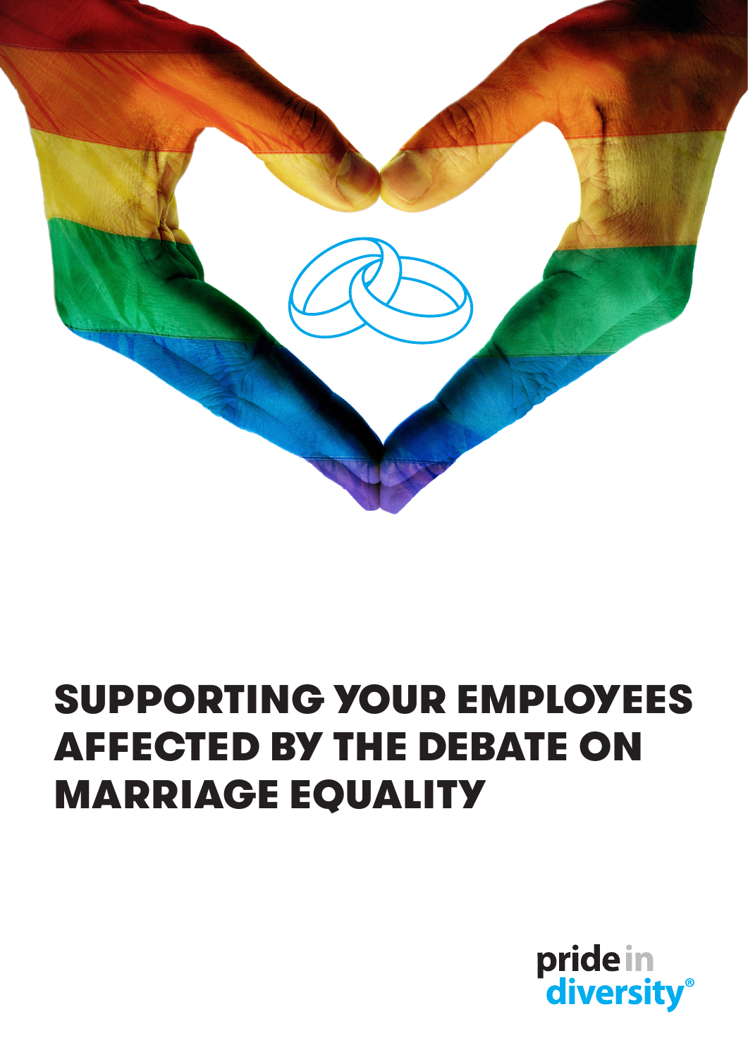# SUPPORTING YOUR EMPLOYEES AFFECTED BY THE DEBATE ON MARRIAGE EQUALITY

pride in diversity®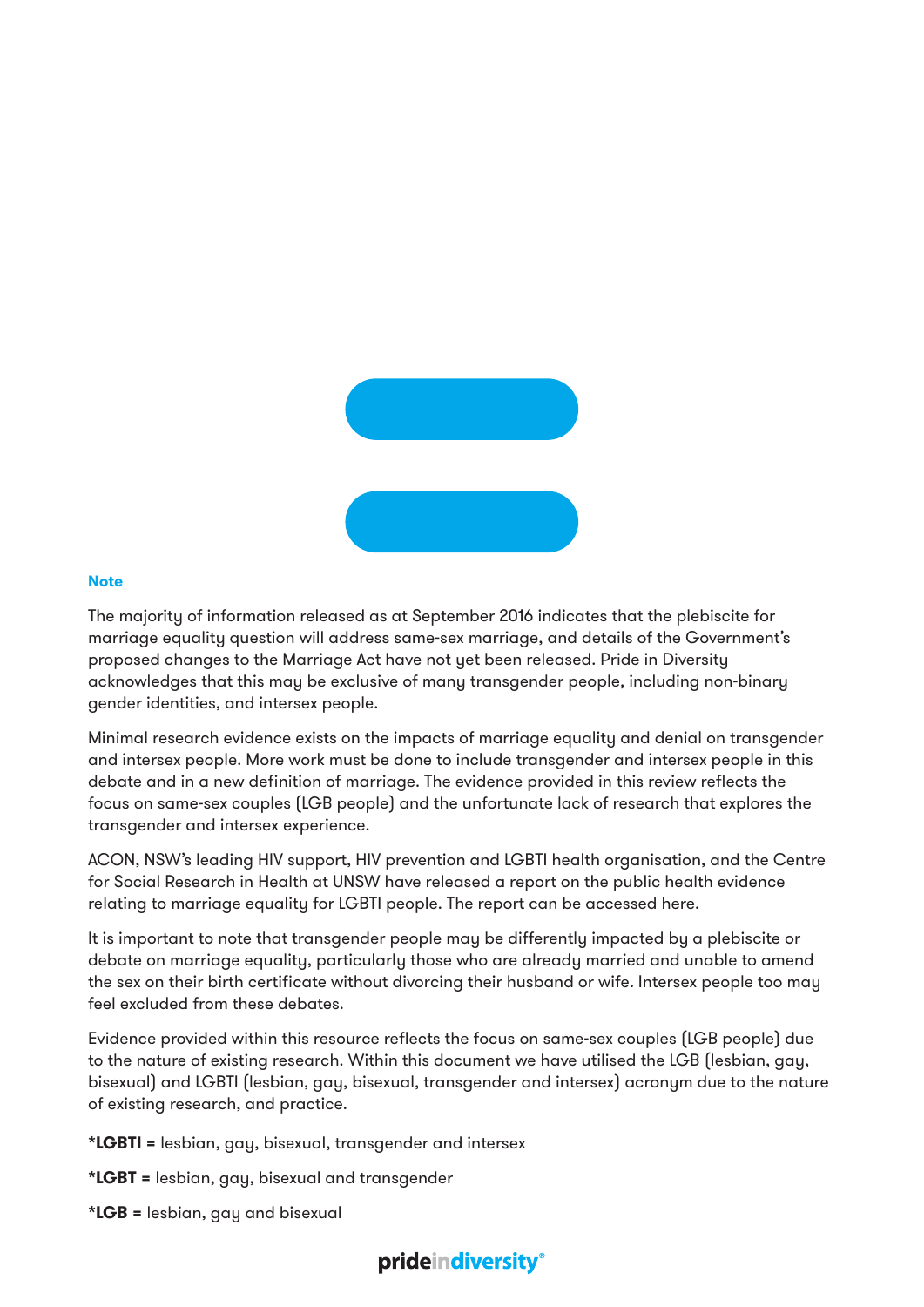## Note

The majority of information released as at September 2016 indicates that the plebiscite for marriage equality question will address same-sex marriage, and details of the Government's proposed changes to the Marriage Act have not yet been released. Pride in Diversity acknowledges that this may be exclusive of many transgender people, including non-binary gender identities, and intersex people.

Minimal research evidence exists on the impacts of marriage equality and denial on transgender and intersex people. More work must be done to include transgender and intersex people in this debate and in a new definition of marriage. The evidence provided in this review reflects the focus on same-sex couples (LGB people) and the unfortunate lack of research that explores the transgender and intersex experience.

ACON, NSW's leading HIV support, HIV prevention and LGBTI health organisation, and the Centre for Social Research in Health at UNSW have released a report on the public health evidence relating to marriage equality for LGBTI people. The report can be accessed here.

It is important to note that transgender people may be differently impacted by a plebiscite or debate on marriage equality, particularly those who are already married and unable to amend the sex on their birth certificate without divorcing their husband or wife. Intersex people too may feel excluded from these debates.

Evidence provided within this resource reflects the focus on same-sex couples (LGB people) due to the nature of existing research. Within this document we have utilised the LGB (lesbian, gay, bisexual) and LGBTI (lesbian, gay, bisexual, transgender and intersex) acronym due to the nature of existing research, and practice.

**\*LGBTI =** lesbian, gay, bisexual, transgender and intersex

**\*LGBT =** lesbian, gay, bisexual and transgender

**\*LGB =** lesbian, gay and bisexual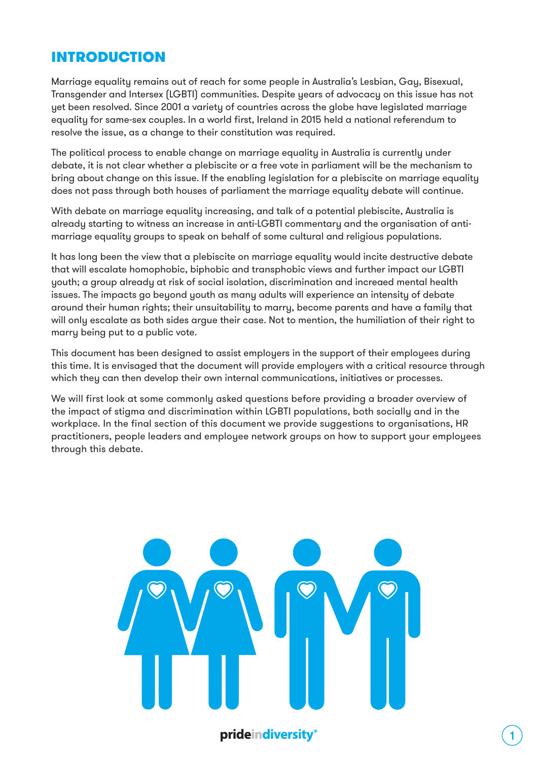# INTRODUCTION

Marriage equality remains out of reach for some people in Australia's Lesbian, Gay, Bisexual, Transgender and Intersex (LGBTI) communities. Despite years of advocacy on this issue has not yet been resolved. Since 2001 a variety of countries across the globe have legislated marriage equality for same-sex couples. In a world first, Ireland in 2015 held a national referendum to resolve the issue, as a change to their constitution was required.

The political process to enable change on marriage equality in Australia is currently under debate, it is not clear whether a plebiscite or a free vote in parliament will be the mechanism to bring about change on this issue. If the enabling legislation for a plebiscite on marriage equality does not pass through both houses of parliament the marriage equality debate will continue.

With debate on marriage equality increasing, and talk of a potential plebiscite, Australia is already starting to witness an increase in anti-LGBTI commentary and the organisation of anti-marriage equality groups to speak on behalf of some cultural and religious populations.

It has long been the view that a plebiscite on marriage equality would incite destructive debate that will escalate homophobic, biphobic and transphobic views and further impact our LGBTI youth; a group already at risk of social isolation, discrimination and increaed mental health issues. The impacts go beyond youth as many adults will experience an intensity of debate around their human rights; their unsuitability to marry, become parents and have a family that will only escalate as both sides argue their case. Not to mention, the humiliation of their right to marry being put to a public vote.

This document has been designed to assist employers in the support of their employees during this time. It is envisaged that the document will provide employers with a critical resource through which they can then develop their own internal communications, initiatives or processes.

We will first look at some commonly asked questions before providing a broader overview of the impact of stigma and discrimination within LGBTI populations, both socially and in the workplace. In the final section of this document we provide suggestions to organisations, HR practitioners, people leaders and employee network groups on how to support your employees through this debate.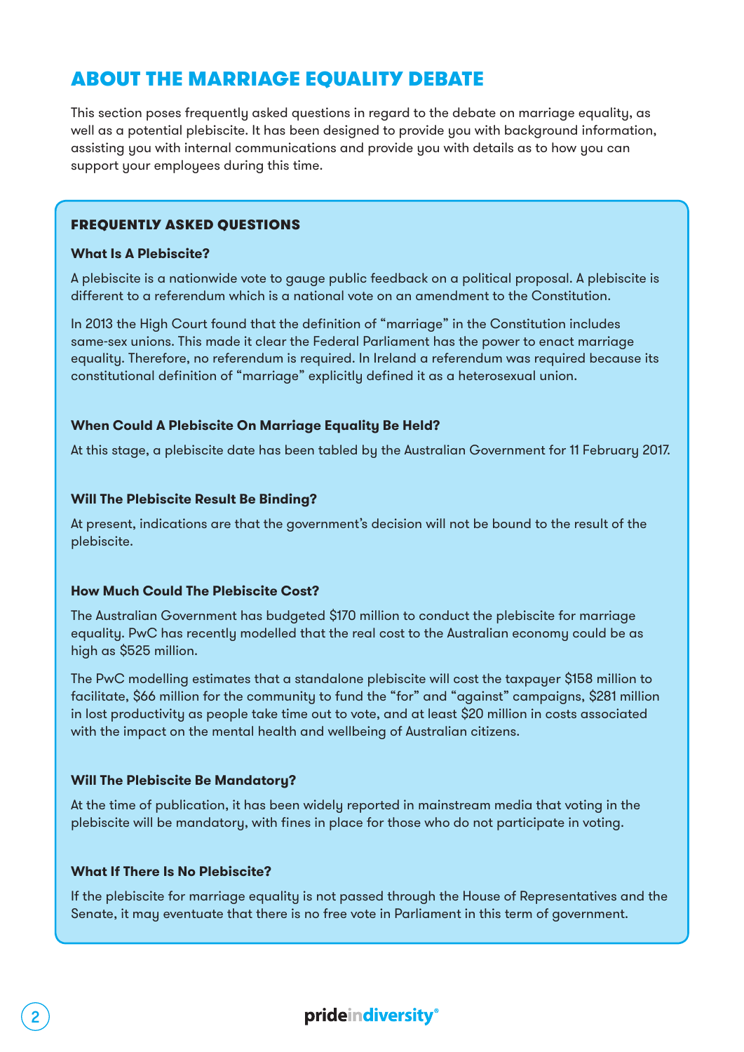# ABOUT THE MARRIAGE EQUALITY DEBATE

This section poses frequently asked questions in regard to the debate on marriage equality, as well as a potential plebiscite. It has been designed to provide you with background information, assisting you with internal communications and provide you with details as to how you can support your employees during this time.

## FREQUENTLY ASKED QUESTIONS

### What Is A Plebiscite?

A plebiscite is a nationwide vote to gauge public feedback on a political proposal. A plebiscite is different to a referendum which is a national vote on an amendment to the Constitution.

In 2013 the High Court found that the definition of "marriage" in the Constitution includes same-sex unions. This made it clear the Federal Parliament has the power to enact marriage equality. Therefore, no referendum is required. In Ireland a referendum was required because its constitutional definition of "marriage" explicitly defined it as a heterosexual union.

### When Could A Plebiscite On Marriage Equality Be Held?

At this stage, a plebiscite date has been tabled by the Australian Government for 11 February 2017.

### Will The Plebiscite Result Be Binding?

At present, indications are that the government's decision will not be bound to the result of the plebiscite.

### How Much Could The Plebiscite Cost?

The Australian Government has budgeted $170 million to conduct the plebiscite for marriage equality. PwC has recently modelled that the real cost to the Australian economy could be as high as $525 million.

The PwC modelling estimates that a standalone plebiscite will cost the taxpayer $158 million to facilitate, $66 million for the community to fund the "for" and "against" campaigns, $281 million in lost productivity as people take time out to vote, and at least $20 million in costs associated with the impact on the mental health and wellbeing of Australian citizens.

### Will The Plebiscite Be Mandatory?

At the time of publication, it has been widely reported in mainstream media that voting in the plebiscite will be mandatory, with fines in place for those who do not participate in voting.

### What If There Is No Plebiscite?

If the plebiscite for marriage equality is not passed through the House of Representatives and the Senate, it may eventuate that there is no free vote in Parliament in this term of government.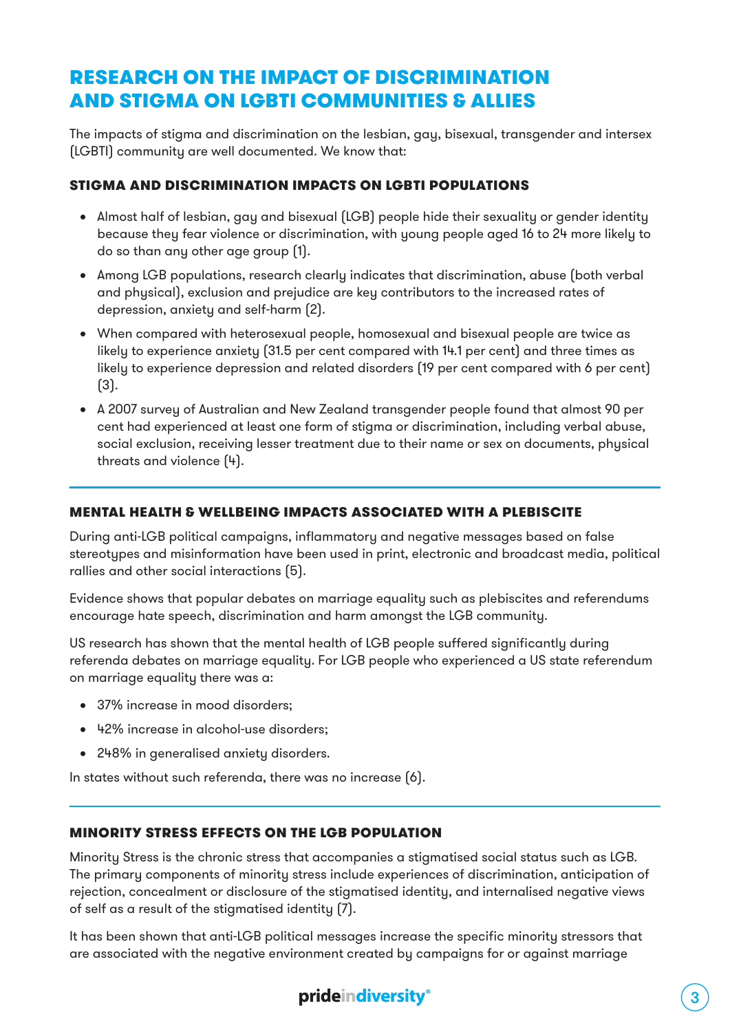# RESEARCH ON THE IMPACT OF DISCRIMINATION AND STIGMA ON LGBTI COMMUNITIES & ALLIES

The impacts of stigma and discrimination on the lesbian, gay, bisexual, transgender and intersex (LGBTI) community are well documented. We know that:

### STIGMA AND DISCRIMINATION IMPACTS ON LGBTI POPULATIONS

- Almost half of lesbian, gay and bisexual (LGB) people hide their sexuality or gender identity because they fear violence or discrimination, with young people aged 16 to 24 more likely to do so than any other age group (1).
- Among LGB populations, research clearly indicates that discrimination, abuse (both verbal and physical), exclusion and prejudice are key contributors to the increased rates of depression, anxiety and self-harm (2).
- When compared with heterosexual people, homosexual and bisexual people are twice as likely to experience anxiety (31.5 per cent compared with 14.1 per cent) and three times as likely to experience depression and related disorders (19 per cent compared with 6 per cent) (3).
- A 2007 survey of Australian and New Zealand transgender people found that almost 90 per cent had experienced at least one form of stigma or discrimination, including verbal abuse, social exclusion, receiving lesser treatment due to their name or sex on documents, physical threats and violence (4).

### MENTAL HEALTH & WELLBEING IMPACTS ASSOCIATED WITH A PLEBISCITE

During anti-LGB political campaigns, inflammatory and negative messages based on false stereotypes and misinformation have been used in print, electronic and broadcast media, political rallies and other social interactions (5).

Evidence shows that popular debates on marriage equality such as plebiscites and referendums encourage hate speech, discrimination and harm amongst the LGB community.

US research has shown that the mental health of LGB people suffered significantly during referenda debates on marriage equality. For LGB people who experienced a US state referendum on marriage equality there was a:

- 37% increase in mood disorders;
- 42% increase in alcohol-use disorders;
- 248% in generalised anxiety disorders.

In states without such referenda, there was no increase (6).

### MINORITY STRESS EFFECTS ON THE LGB POPULATION

Minority Stress is the chronic stress that accompanies a stigmatised social status such as LGB. The primary components of minority stress include experiences of discrimination, anticipation of rejection, concealment or disclosure of the stigmatised identity, and internalised negative views of self as a result of the stigmatised identity (7).

It has been shown that anti-LGB political messages increase the specific minority stressors that are associated with the negative environment created by campaigns for or against marriage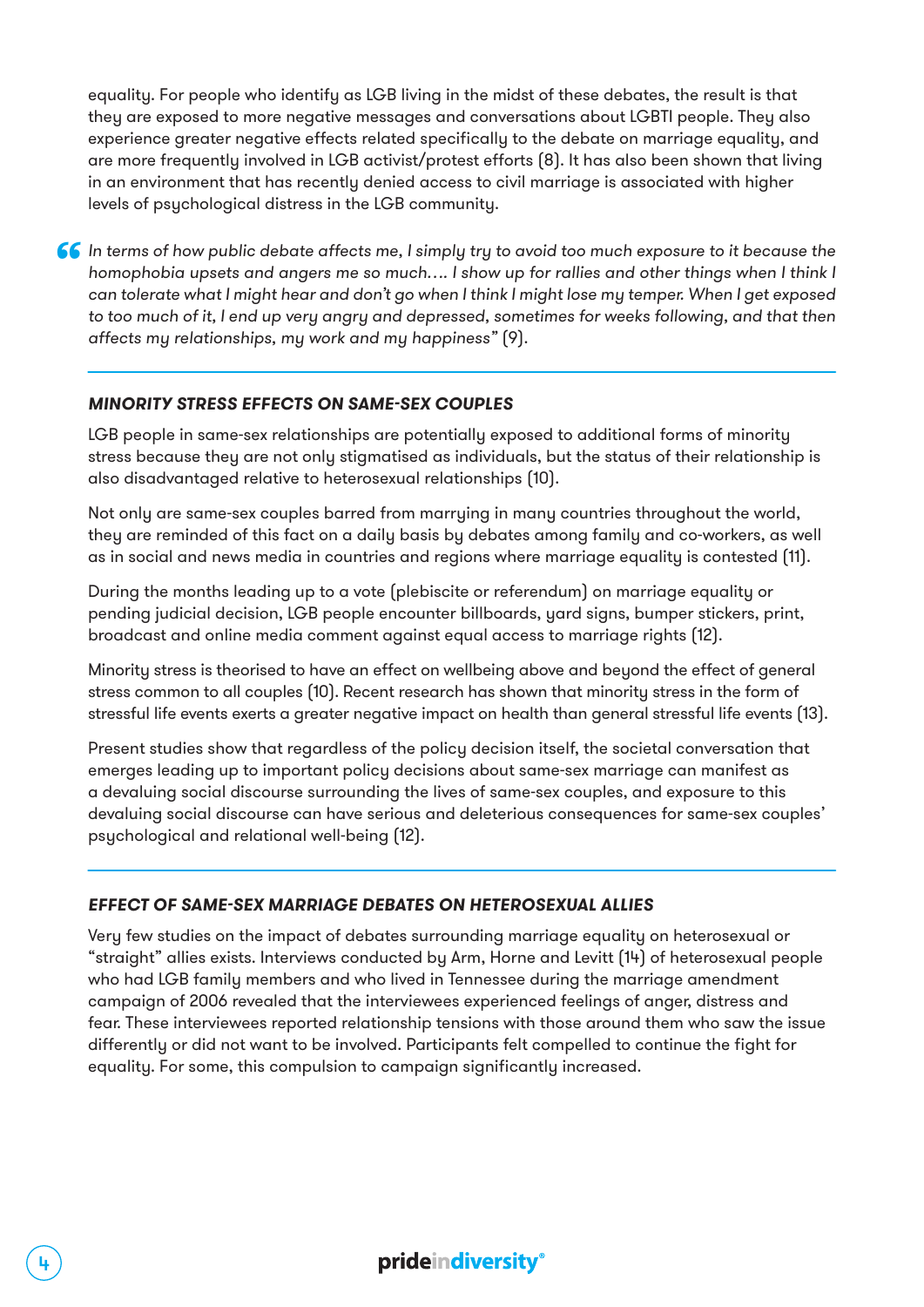equality. For people who identify as LGB living in the midst of these debates, the result is that they are exposed to more negative messages and conversations about LGBTI people. They also experience greater negative effects related specifically to the debate on marriage equality, and are more frequently involved in LGB activist/protest efforts (8). It has also been shown that living in an environment that has recently denied access to civil marriage is associated with higher levels of psychological distress in the LGB community.

> *In terms of how public debate affects me, I simply try to avoid too much exposure to it because the homophobia upsets and angers me so much…. I show up for rallies and other things when I think I can tolerate what I might hear and don't go when I think I might lose my temper. When I get exposed to too much of it, I end up very angry and depressed, sometimes for weeks following, and that then affects my relationships, my work and my happiness"* (9).

### *MINORITY STRESS EFFECTS ON SAME-SEX COUPLES*

LGB people in same-sex relationships are potentially exposed to additional forms of minority stress because they are not only stigmatised as individuals, but the status of their relationship is also disadvantaged relative to heterosexual relationships (10).

Not only are same-sex couples barred from marrying in many countries throughout the world, they are reminded of this fact on a daily basis by debates among family and co-workers, as well as in social and news media in countries and regions where marriage equality is contested (11).

During the months leading up to a vote (plebiscite or referendum) on marriage equality or pending judicial decision, LGB people encounter billboards, yard signs, bumper stickers, print, broadcast and online media comment against equal access to marriage rights (12).

Minority stress is theorised to have an effect on wellbeing above and beyond the effect of general stress common to all couples (10). Recent research has shown that minority stress in the form of stressful life events exerts a greater negative impact on health than general stressful life events (13).

Present studies show that regardless of the policy decision itself, the societal conversation that emerges leading up to important policy decisions about same-sex marriage can manifest as a devaluing social discourse surrounding the lives of same-sex couples, and exposure to this devaluing social discourse can have serious and deleterious consequences for same-sex couples' psychological and relational well-being (12).

### *EFFECT OF SAME-SEX MARRIAGE DEBATES ON HETEROSEXUAL ALLIES*

Very few studies on the impact of debates surrounding marriage equality on heterosexual or "straight" allies exists. Interviews conducted by Arm, Horne and Levitt (14) of heterosexual people who had LGB family members and who lived in Tennessee during the marriage amendment campaign of 2006 revealed that the interviewees experienced feelings of anger, distress and fear. These interviewees reported relationship tensions with those around them who saw the issue differently or did not want to be involved. Participants felt compelled to continue the fight for equality. For some, this compulsion to campaign significantly increased.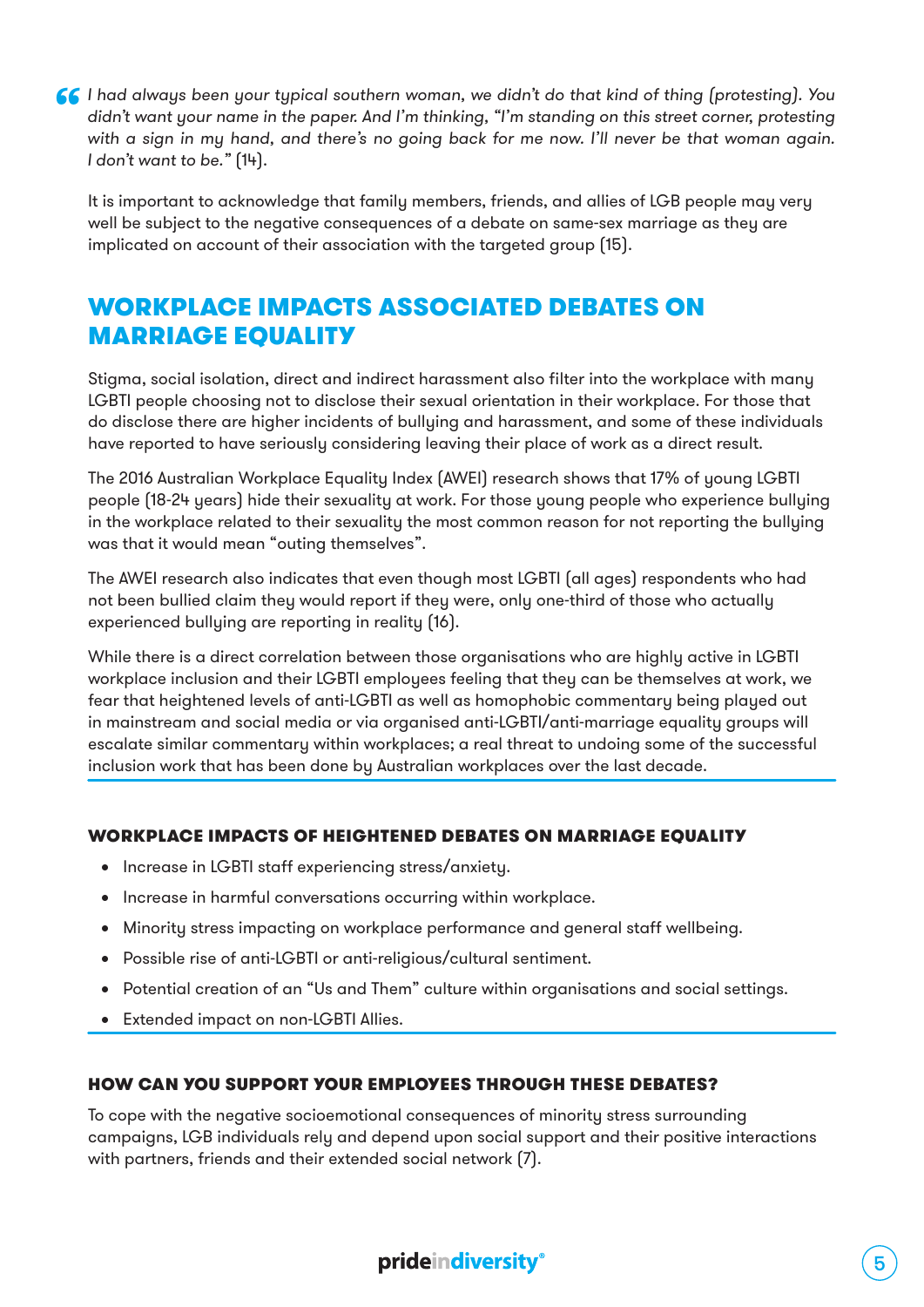> *I had always been your typical southern woman, we didn't do that kind of thing (protesting). You didn't want your name in the paper. And I'm thinking, "I'm standing on this street corner, protesting with a sign in my hand, and there's no going back for me now. I'll never be that woman again. I don't want to be."* (14).

It is important to acknowledge that family members, friends, and allies of LGB people may very well be subject to the negative consequences of a debate on same-sex marriage as they are implicated on account of their association with the targeted group (15).

## WORKPLACE IMPACTS ASSOCIATED DEBATES ON MARRIAGE EQUALITY

Stigma, social isolation, direct and indirect harassment also filter into the workplace with many LGBTI people choosing not to disclose their sexual orientation in their workplace. For those that do disclose there are higher incidents of bullying and harassment, and some of these individuals have reported to have seriously considering leaving their place of work as a direct result.

The 2016 Australian Workplace Equality Index (AWEI) research shows that 17% of young LGBTI people (18-24 years) hide their sexuality at work. For those young people who experience bullying in the workplace related to their sexuality the most common reason for not reporting the bullying was that it would mean "outing themselves".

The AWEI research also indicates that even though most LGBTI (all ages) respondents who had not been bullied claim they would report if they were, only one-third of those who actually experienced bullying are reporting in reality (16).

While there is a direct correlation between those organisations who are highly active in LGBTI workplace inclusion and their LGBTI employees feeling that they can be themselves at work, we fear that heightened levels of anti-LGBTI as well as homophobic commentary being played out in mainstream and social media or via organised anti-LGBTI/anti-marriage equality groups will escalate similar commentary within workplaces; a real threat to undoing some of the successful inclusion work that has been done by Australian workplaces over the last decade.

### WORKPLACE IMPACTS OF HEIGHTENED DEBATES ON MARRIAGE EQUALITY

- Increase in LGBTI staff experiencing stress/anxiety.
- Increase in harmful conversations occurring within workplace.
- Minority stress impacting on workplace performance and general staff wellbeing.
- Possible rise of anti-LGBTI or anti-religious/cultural sentiment.
- Potential creation of an "Us and Them" culture within organisations and social settings.
- Extended impact on non-LGBTI Allies.

### HOW CAN YOU SUPPORT YOUR EMPLOYEES THROUGH THESE DEBATES?

To cope with the negative socioemotional consequences of minority stress surrounding campaigns, LGB individuals rely and depend upon social support and their positive interactions with partners, friends and their extended social network (7).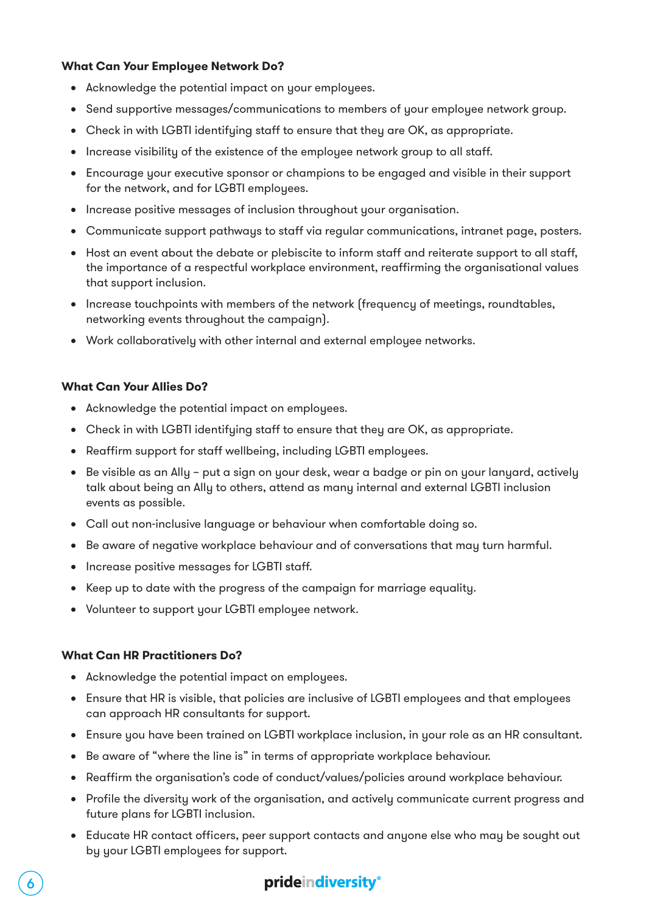**What Can Your Employee Network Do?**

- Acknowledge the potential impact on your employees.
- Send supportive messages/communications to members of your employee network group.
- Check in with LGBTI identifying staff to ensure that they are OK, as appropriate.
- Increase visibility of the existence of the employee network group to all staff.
- Encourage your executive sponsor or champions to be engaged and visible in their support for the network, and for LGBTI employees.
- Increase positive messages of inclusion throughout your organisation.
- Communicate support pathways to staff via regular communications, intranet page, posters.
- Host an event about the debate or plebiscite to inform staff and reiterate support to all staff, the importance of a respectful workplace environment, reaffirming the organisational values that support inclusion.
- Increase touchpoints with members of the network (frequency of meetings, roundtables, networking events throughout the campaign).
- Work collaboratively with other internal and external employee networks.

**What Can Your Allies Do?**

- Acknowledge the potential impact on employees.
- Check in with LGBTI identifying staff to ensure that they are OK, as appropriate.
- Reaffirm support for staff wellbeing, including LGBTI employees.
- Be visible as an Ally – put a sign on your desk, wear a badge or pin on your lanyard, actively talk about being an Ally to others, attend as many internal and external LGBTI inclusion events as possible.
- Call out non-inclusive language or behaviour when comfortable doing so.
- Be aware of negative workplace behaviour and of conversations that may turn harmful.
- Increase positive messages for LGBTI staff.
- Keep up to date with the progress of the campaign for marriage equality.
- Volunteer to support your LGBTI employee network.

**What Can HR Practitioners Do?**

- Acknowledge the potential impact on employees.
- Ensure that HR is visible, that policies are inclusive of LGBTI employees and that employees can approach HR consultants for support.
- Ensure you have been trained on LGBTI workplace inclusion, in your role as an HR consultant.
- Be aware of "where the line is" in terms of appropriate workplace behaviour.
- Reaffirm the organisation's code of conduct/values/policies around workplace behaviour.
- Profile the diversity work of the organisation, and actively communicate current progress and future plans for LGBTI inclusion.
- Educate HR contact officers, peer support contacts and anyone else who may be sought out by your LGBTI employees for support.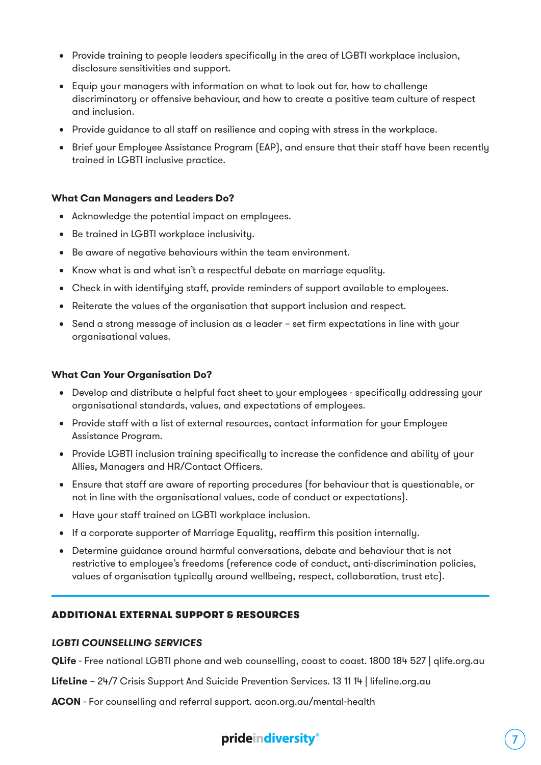- Provide training to people leaders specifically in the area of LGBTI workplace inclusion, disclosure sensitivities and support.
- Equip your managers with information on what to look out for, how to challenge discriminatory or offensive behaviour, and how to create a positive team culture of respect and inclusion.
- Provide guidance to all staff on resilience and coping with stress in the workplace.
- Brief your Employee Assistance Program (EAP), and ensure that their staff have been recently trained in LGBTI inclusive practice.

**What Can Managers and Leaders Do?**

- Acknowledge the potential impact on employees.
- Be trained in LGBTI workplace inclusivity.
- Be aware of negative behaviours within the team environment.
- Know what is and what isn't a respectful debate on marriage equality.
- Check in with identifying staff, provide reminders of support available to employees.
- Reiterate the values of the organisation that support inclusion and respect.
- Send a strong message of inclusion as a leader – set firm expectations in line with your organisational values.

**What Can Your Organisation Do?**

- Develop and distribute a helpful fact sheet to your employees - specifically addressing your organisational standards, values, and expectations of employees.
- Provide staff with a list of external resources, contact information for your Employee Assistance Program.
- Provide LGBTI inclusion training specifically to increase the confidence and ability of your Allies, Managers and HR/Contact Officers.
- Ensure that staff are aware of reporting procedures (for behaviour that is questionable, or not in line with the organisational values, code of conduct or expectations).
- Have your staff trained on LGBTI workplace inclusion.
- If a corporate supporter of Marriage Equality, reaffirm this position internally.
- Determine guidance around harmful conversations, debate and behaviour that is not restrictive to employee's freedoms (reference code of conduct, anti-discrimination policies, values of organisation typically around wellbeing, respect, collaboration, trust etc).

## ADDITIONAL EXTERNAL SUPPORT & RESOURCES

### *LGBTI COUNSELLING SERVICES*

**QLife** - Free national LGBTI phone and web counselling, coast to coast. 1800 184 527 | qlife.org.au

**LifeLine** – 24/7 Crisis Support And Suicide Prevention Services. 13 11 14 | lifeline.org.au

**ACON** - For counselling and referral support. acon.org.au/mental-health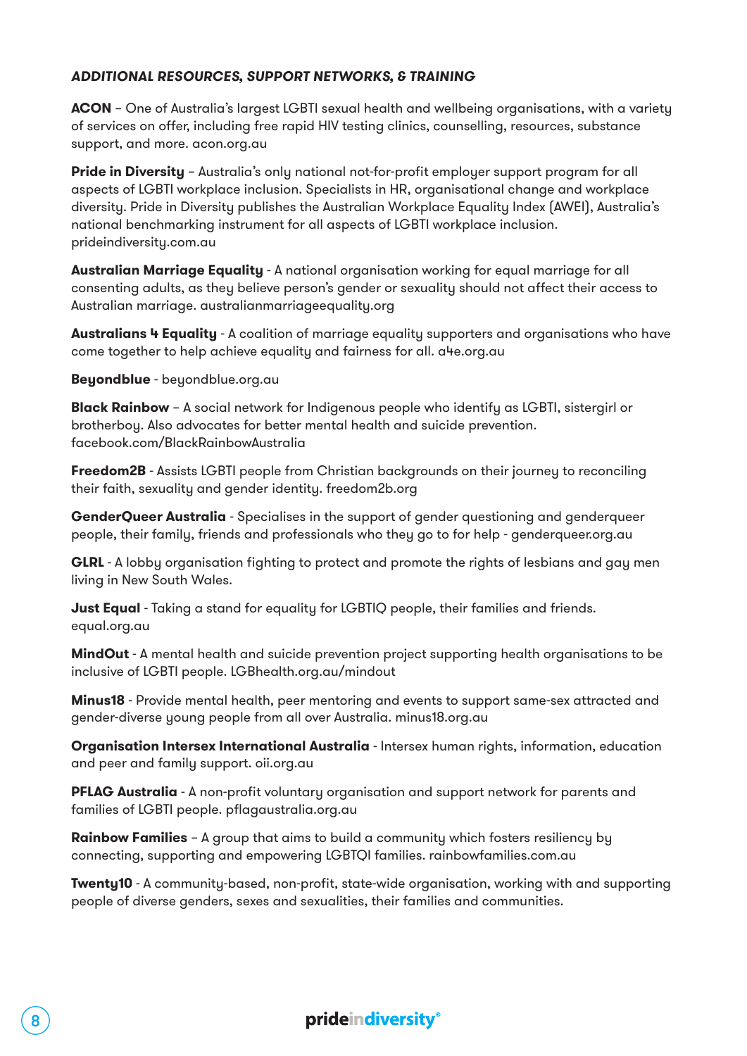### *ADDITIONAL RESOURCES, SUPPORT NETWORKS, & TRAINING*

**ACON** – One of Australia's largest LGBTI sexual health and wellbeing organisations, with a variety of services on offer, including free rapid HIV testing clinics, counselling, resources, substance support, and more. acon.org.au

**Pride in Diversity** – Australia's only national not-for-profit employer support program for all aspects of LGBTI workplace inclusion. Specialists in HR, organisational change and workplace diversity. Pride in Diversity publishes the Australian Workplace Equality Index (AWEI), Australia's national benchmarking instrument for all aspects of LGBTI workplace inclusion. prideindiversity.com.au

**Australian Marriage Equality** - A national organisation working for equal marriage for all consenting adults, as they believe person's gender or sexuality should not affect their access to Australian marriage. australianmarriageequality.org

**Australians 4 Equality** - A coalition of marriage equality supporters and organisations who have come together to help achieve equality and fairness for all. a4e.org.au

**Beyondblue** - beyondblue.org.au

**Black Rainbow** – A social network for Indigenous people who identify as LGBTI, sistergirl or brotherboy. Also advocates for better mental health and suicide prevention. facebook.com/BlackRainbowAustralia

**Freedom2B** - Assists LGBTI people from Christian backgrounds on their journey to reconciling their faith, sexuality and gender identity. freedom2b.org

**GenderQueer Australia** - Specialises in the support of gender questioning and genderqueer people, their family, friends and professionals who they go to for help - genderqueer.org.au

**GLRL** - A lobby organisation fighting to protect and promote the rights of lesbians and gay men living in New South Wales.

**Just Equal** - Taking a stand for equality for LGBTIQ people, their families and friends. equal.org.au

**MindOut** - A mental health and suicide prevention project supporting health organisations to be inclusive of LGBTI people. LGBhealth.org.au/mindout

**Minus18** - Provide mental health, peer mentoring and events to support same-sex attracted and gender-diverse young people from all over Australia. minus18.org.au

**Organisation Intersex International Australia** - Intersex human rights, information, education and peer and family support. oii.org.au

**PFLAG Australia** - A non-profit voluntary organisation and support network for parents and families of LGBTI people. pflagaustralia.org.au

**Rainbow Families** – A group that aims to build a community which fosters resiliency by connecting, supporting and empowering LGBTQI families. rainbowfamilies.com.au

**Twenty10** - A community-based, non-profit, state-wide organisation, working with and supporting people of diverse genders, sexes and sexualities, their families and communities.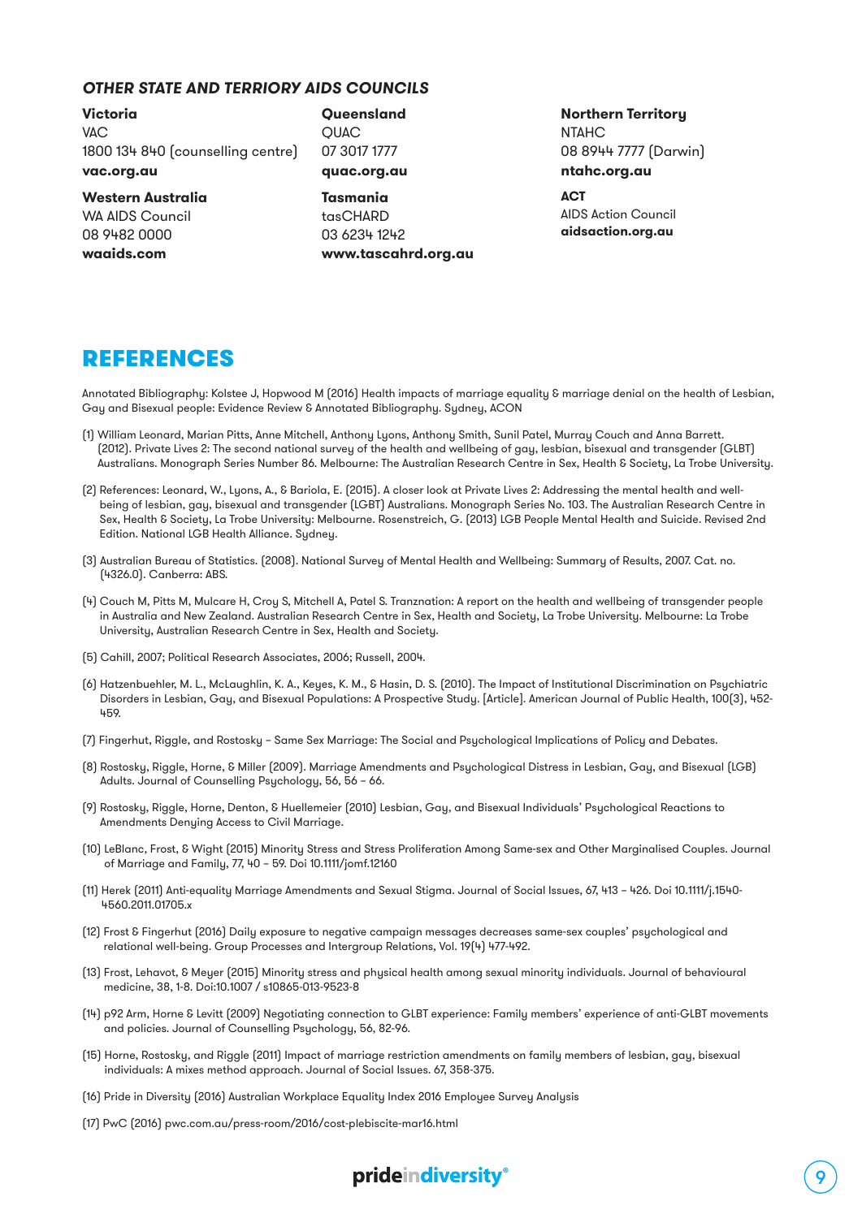### *OTHER STATE AND TERRIORY AIDS COUNCILS*

**Victoria**
VAC
1800 134 840 (counselling centre)
**vac.org.au**

**Western Australia**
WA AIDS Council
08 9482 0000
**waaids.com**

**Queensland**
QUAC
07 3017 1777
**quac.org.au**

**Tasmania**
tasCHARD
03 6234 1242
**www.tascahrd.org.au**

**Northern Territory**
NTAHC
08 8944 7777 (Darwin)
**ntahc.org.au**

**ACT**
AIDS Action Council
**aidsaction.org.au**

## REFERENCES

Annotated Bibliography: Kolstee J, Hopwood M (2016) Health impacts of marriage equality & marriage denial on the health of Lesbian, Gay and Bisexual people: Evidence Review & Annotated Bibliography. Sydney, ACON

(1) William Leonard, Marian Pitts, Anne Mitchell, Anthony Lyons, Anthony Smith, Sunil Patel, Murray Couch and Anna Barrett. (2012). Private Lives 2: The second national survey of the health and wellbeing of gay, lesbian, bisexual and transgender (GLBT) Australians. Monograph Series Number 86. Melbourne: The Australian Research Centre in Sex, Health & Society, La Trobe University.

(2) References: Leonard, W., Lyons, A., & Bariola, E. (2015). A closer look at Private Lives 2: Addressing the mental health and well-being of lesbian, gay, bisexual and transgender (LGBT) Australians. Monograph Series No. 103. The Australian Research Centre in Sex, Health & Society, La Trobe University: Melbourne. Rosenstreich, G. (2013) LGB People Mental Health and Suicide. Revised 2nd Edition. National LGB Health Alliance. Sydney.

(3) Australian Bureau of Statistics. (2008). National Survey of Mental Health and Wellbeing: Summary of Results, 2007. Cat. no. (4326.0). Canberra: ABS.

(4) Couch M, Pitts M, Mulcare H, Croy S, Mitchell A, Patel S. Tranznation: A report on the health and wellbeing of transgender people in Australia and New Zealand. Australian Research Centre in Sex, Health and Society, La Trobe University. Melbourne: La Trobe University, Australian Research Centre in Sex, Health and Society.

(5) Cahill, 2007; Political Research Associates, 2006; Russell, 2004.

(6) Hatzenbuehler, M. L., McLaughlin, K. A., Keyes, K. M., & Hasin, D. S. (2010). The Impact of Institutional Discrimination on Psychiatric Disorders in Lesbian, Gay, and Bisexual Populations: A Prospective Study. [Article]. American Journal of Public Health, 100(3), 452-459.

(7) Fingerhut, Riggle, and Rostosky – Same Sex Marriage: The Social and Psychological Implications of Policy and Debates.

(8) Rostosky, Riggle, Horne, & Miller (2009). Marriage Amendments and Psychological Distress in Lesbian, Gay, and Bisexual (LGB) Adults. Journal of Counselling Psychology, 56, 56 – 66.

(9) Rostosky, Riggle, Horne, Denton, & Huellemeier (2010) Lesbian, Gay, and Bisexual Individuals' Psychological Reactions to Amendments Denying Access to Civil Marriage.

(10) LeBlanc, Frost, & Wight (2015) Minority Stress and Stress Proliferation Among Same-sex and Other Marginalised Couples. Journal of Marriage and Family, 77, 40 – 59. Doi 10.1111/jomf.12160

(11) Herek (2011) Anti-equality Marriage Amendments and Sexual Stigma. Journal of Social Issues, 67, 413 – 426. Doi 10.1111/j.1540-4560.2011.01705.x

(12) Frost & Fingerhut (2016) Daily exposure to negative campaign messages decreases same-sex couples' psychological and relational well-being. Group Processes and Intergroup Relations, Vol. 19(4) 477-492.

(13) Frost, Lehavot, & Meyer (2015) Minority stress and physical health among sexual minority individuals. Journal of behavioural medicine, 38, 1-8. Doi:10.1007 / s10865-013-9523-8

(14) p92 Arm, Horne & Levitt (2009) Negotiating connection to GLBT experience: Family members' experience of anti-GLBT movements and policies. Journal of Counselling Psychology, 56, 82-96.

(15) Horne, Rostosky, and Riggle (2011) Impact of marriage restriction amendments on family members of lesbian, gay, bisexual individuals: A mixes method approach. Journal of Social Issues. 67, 358-375.

(16) Pride in Diversity (2016) Australian Workplace Equality Index 2016 Employee Survey Analysis

(17) PwC (2016) pwc.com.au/press-room/2016/cost-plebiscite-mar16.html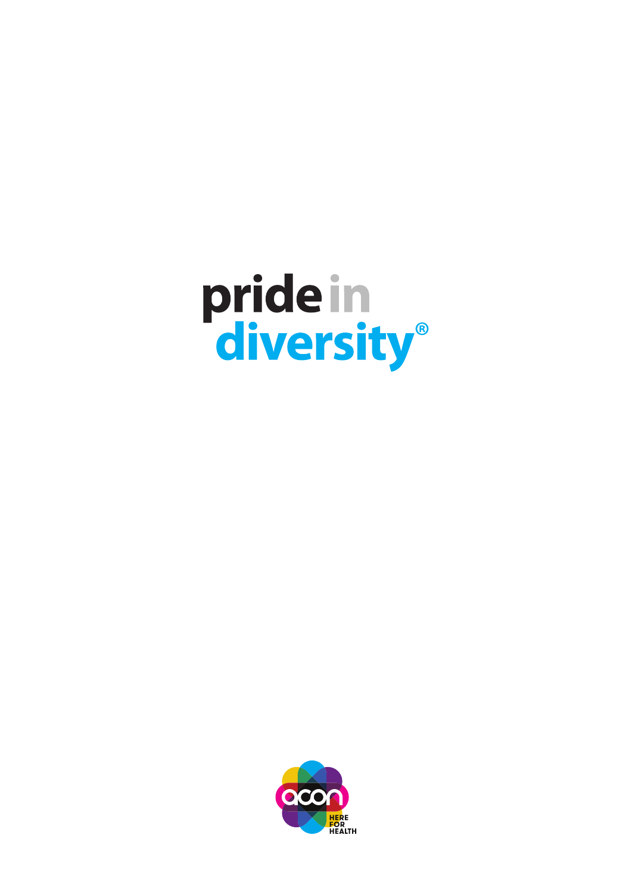pride in diversity®

acon

HERE
FOR
HEALTH